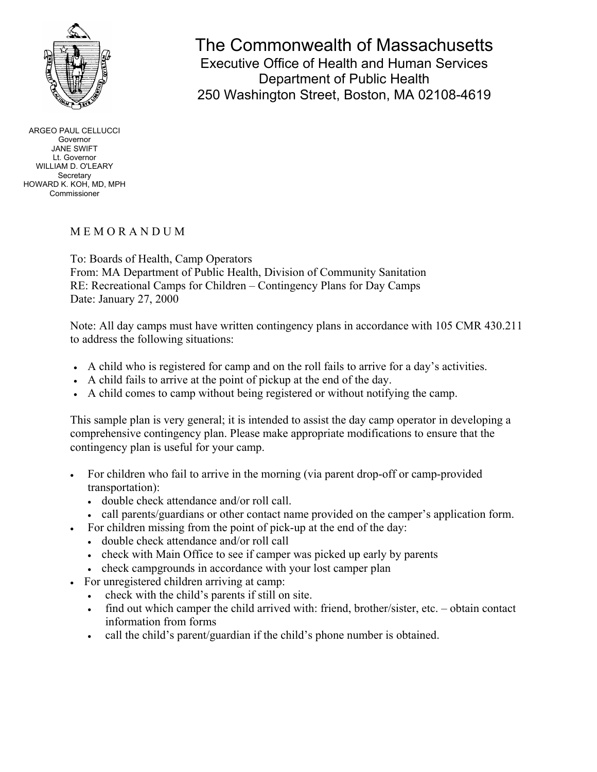# The Commonwealth of Massachusetts

Executive Office of Health and Human Services
Department of Public Health
250 Washington Street, Boston, MA 02108-4619

ARGEO PAUL CELLUCCI
Governor
JANE SWIFT
Lt. Governor
WILLIAM D. O'LEARY
Secretary
HOWARD K. KOH, MD, MPH
Commissioner

## M E M O R A N D U M

To: Boards of Health, Camp Operators
From: MA Department of Public Health, Division of Community Sanitation
RE: Recreational Camps for Children – Contingency Plans for Day Camps
Date: January 27, 2000

Note: All day camps must have written contingency plans in accordance with 105 CMR 430.211 to address the following situations:

- A child who is registered for camp and on the roll fails to arrive for a day's activities.
- A child fails to arrive at the point of pickup at the end of the day.
- A child comes to camp without being registered or without notifying the camp.

This sample plan is very general; it is intended to assist the day camp operator in developing a comprehensive contingency plan. Please make appropriate modifications to ensure that the contingency plan is useful for your camp.

- For children who fail to arrive in the morning (via parent drop-off or camp-provided transportation):
  - double check attendance and/or roll call.
  - call parents/guardians or other contact name provided on the camper's application form.
- For children missing from the point of pick-up at the end of the day:
  - double check attendance and/or roll call
  - check with Main Office to see if camper was picked up early by parents
  - check campgrounds in accordance with your lost camper plan
- For unregistered children arriving at camp:
  - check with the child's parents if still on site.
  - find out which camper the child arrived with: friend, brother/sister, etc. – obtain contact information from forms
  - call the child's parent/guardian if the child's phone number is obtained.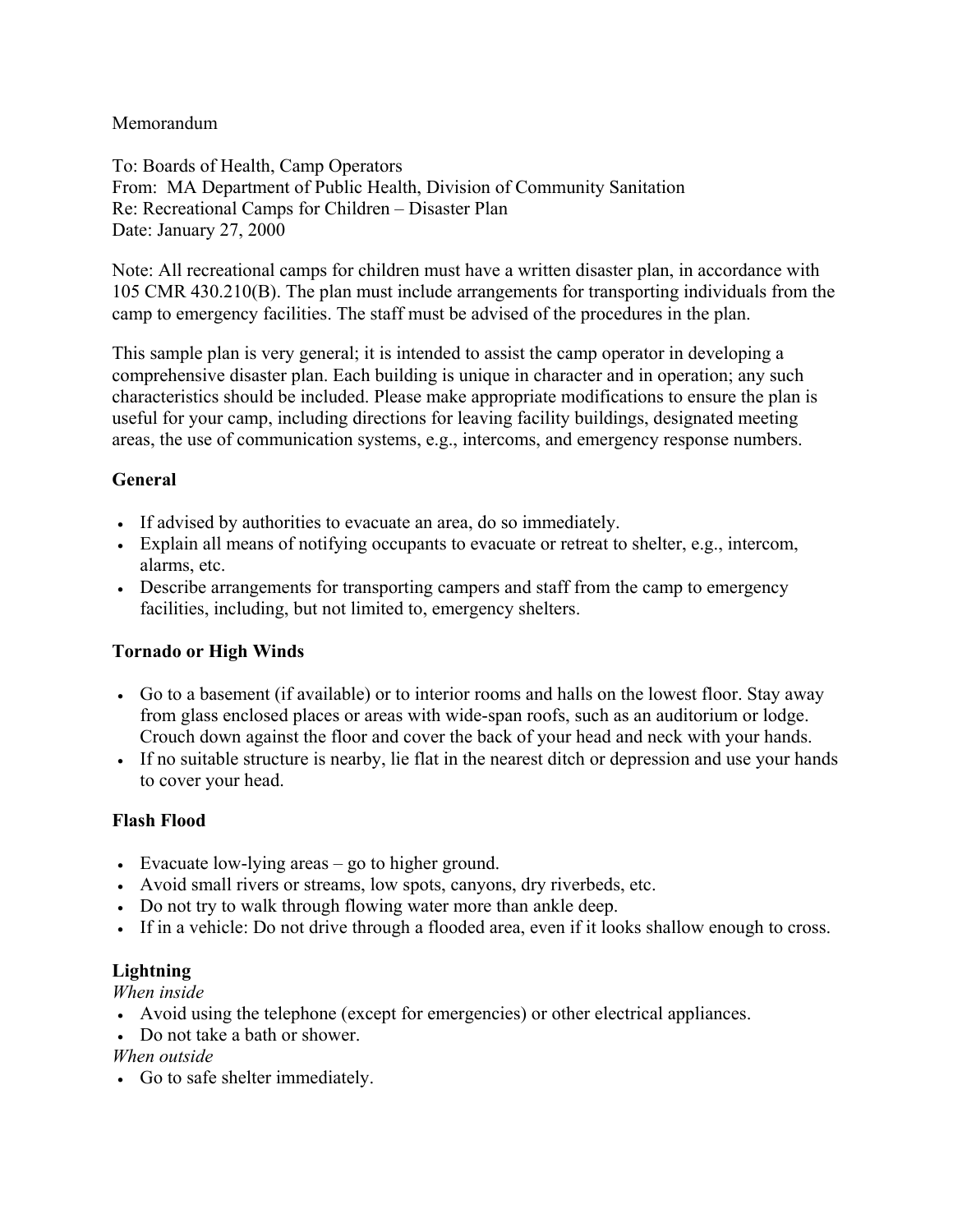Memorandum

To: Boards of Health, Camp Operators
From: MA Department of Public Health, Division of Community Sanitation
Re: Recreational Camps for Children – Disaster Plan
Date: January 27, 2000

Note: All recreational camps for children must have a written disaster plan, in accordance with 105 CMR 430.210(B). The plan must include arrangements for transporting individuals from the camp to emergency facilities. The staff must be advised of the procedures in the plan.

This sample plan is very general; it is intended to assist the camp operator in developing a comprehensive disaster plan. Each building is unique in character and in operation; any such characteristics should be included. Please make appropriate modifications to ensure the plan is useful for your camp, including directions for leaving facility buildings, designated meeting areas, the use of communication systems, e.g., intercoms, and emergency response numbers.

## General

- If advised by authorities to evacuate an area, do so immediately.
- Explain all means of notifying occupants to evacuate or retreat to shelter, e.g., intercom, alarms, etc.
- Describe arrangements for transporting campers and staff from the camp to emergency facilities, including, but not limited to, emergency shelters.

## Tornado or High Winds

- Go to a basement (if available) or to interior rooms and halls on the lowest floor. Stay away from glass enclosed places or areas with wide-span roofs, such as an auditorium or lodge. Crouch down against the floor and cover the back of your head and neck with your hands.
- If no suitable structure is nearby, lie flat in the nearest ditch or depression and use your hands to cover your head.

## Flash Flood

- Evacuate low-lying areas – go to higher ground.
- Avoid small rivers or streams, low spots, canyons, dry riverbeds, etc.
- Do not try to walk through flowing water more than ankle deep.
- If in a vehicle: Do not drive through a flooded area, even if it looks shallow enough to cross.

## Lightning

*When inside*

- Avoid using the telephone (except for emergencies) or other electrical appliances.
- Do not take a bath or shower.

*When outside*

- Go to safe shelter immediately.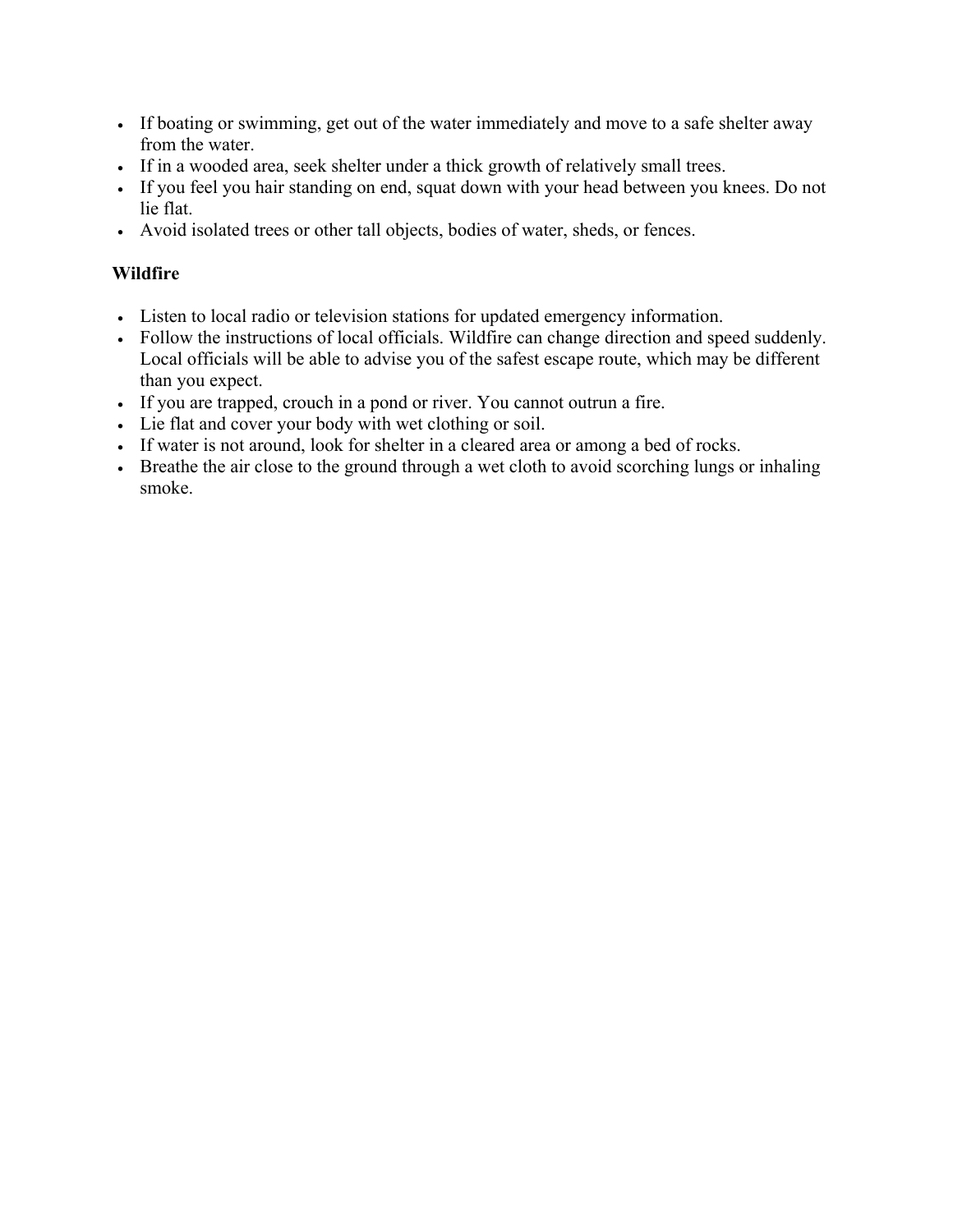- If boating or swimming, get out of the water immediately and move to a safe shelter away from the water.
- If in a wooded area, seek shelter under a thick growth of relatively small trees.
- If you feel you hair standing on end, squat down with your head between you knees. Do not lie flat.
- Avoid isolated trees or other tall objects, bodies of water, sheds, or fences.

**Wildfire**

- Listen to local radio or television stations for updated emergency information.
- Follow the instructions of local officials. Wildfire can change direction and speed suddenly. Local officials will be able to advise you of the safest escape route, which may be different than you expect.
- If you are trapped, crouch in a pond or river. You cannot outrun a fire.
- Lie flat and cover your body with wet clothing or soil.
- If water is not around, look for shelter in a cleared area or among a bed of rocks.
- Breathe the air close to the ground through a wet cloth to avoid scorching lungs or inhaling smoke.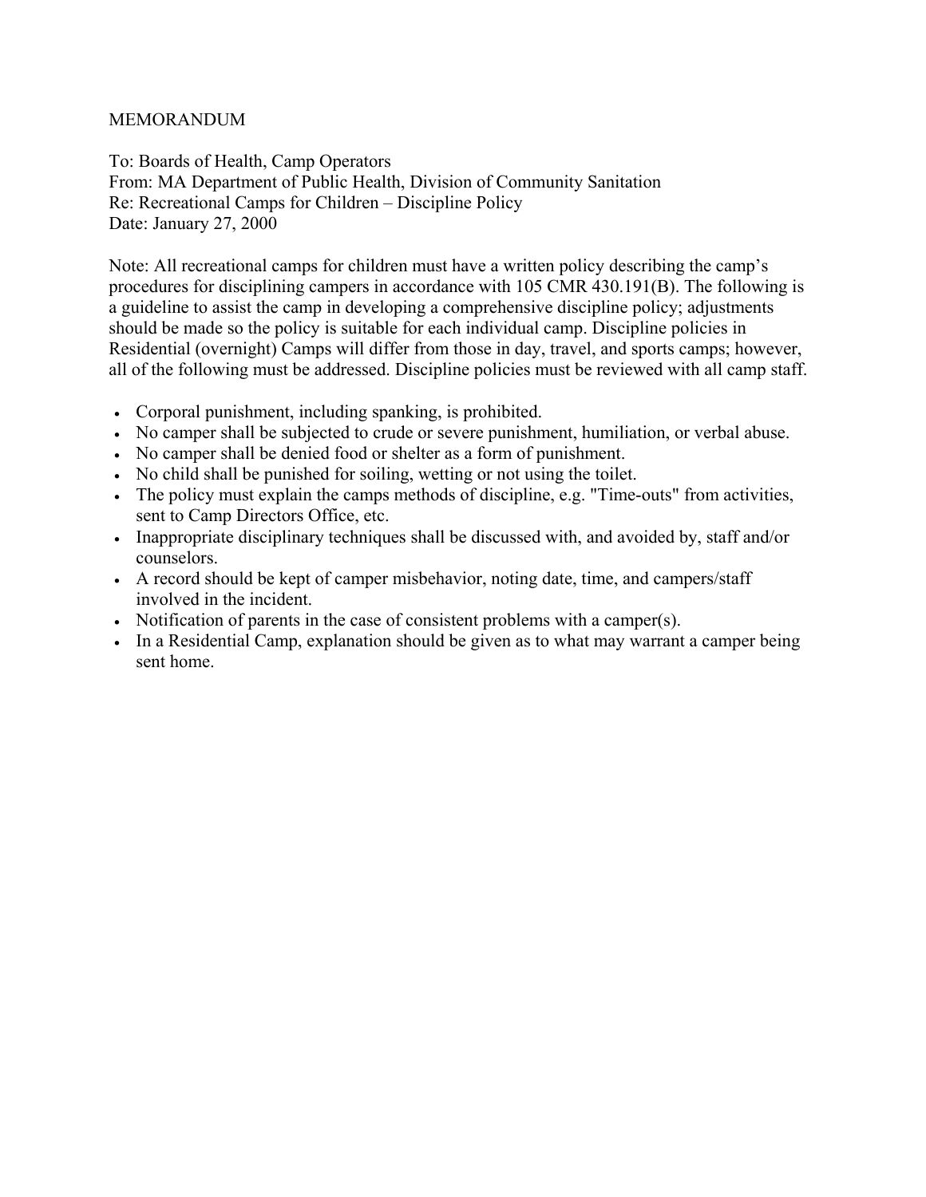# MEMORANDUM

To: Boards of Health, Camp Operators
From: MA Department of Public Health, Division of Community Sanitation
Re: Recreational Camps for Children – Discipline Policy
Date: January 27, 2000

Note: All recreational camps for children must have a written policy describing the camp's procedures for disciplining campers in accordance with 105 CMR 430.191(B). The following is a guideline to assist the camp in developing a comprehensive discipline policy; adjustments should be made so the policy is suitable for each individual camp. Discipline policies in Residential (overnight) Camps will differ from those in day, travel, and sports camps; however, all of the following must be addressed. Discipline policies must be reviewed with all camp staff.

- Corporal punishment, including spanking, is prohibited.
- No camper shall be subjected to crude or severe punishment, humiliation, or verbal abuse.
- No camper shall be denied food or shelter as a form of punishment.
- No child shall be punished for soiling, wetting or not using the toilet.
- The policy must explain the camps methods of discipline, e.g. "Time-outs" from activities, sent to Camp Directors Office, etc.
- Inappropriate disciplinary techniques shall be discussed with, and avoided by, staff and/or counselors.
- A record should be kept of camper misbehavior, noting date, time, and campers/staff involved in the incident.
- Notification of parents in the case of consistent problems with a camper(s).
- In a Residential Camp, explanation should be given as to what may warrant a camper being sent home.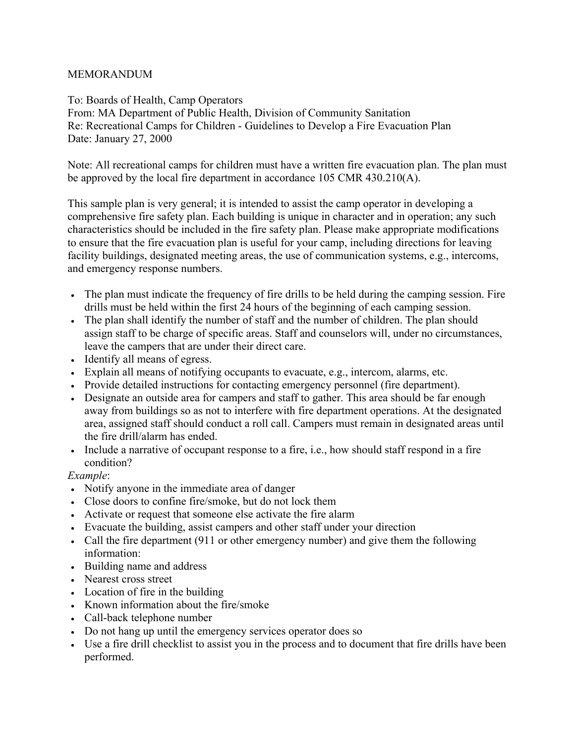MEMORANDUM

To: Boards of Health, Camp Operators
From: MA Department of Public Health, Division of Community Sanitation
Re: Recreational Camps for Children - Guidelines to Develop a Fire Evacuation Plan
Date: January 27, 2000

Note: All recreational camps for children must have a written fire evacuation plan. The plan must be approved by the local fire department in accordance 105 CMR 430.210(A).

This sample plan is very general; it is intended to assist the camp operator in developing a comprehensive fire safety plan. Each building is unique in character and in operation; any such characteristics should be included in the fire safety plan. Please make appropriate modifications to ensure that the fire evacuation plan is useful for your camp, including directions for leaving facility buildings, designated meeting areas, the use of communication systems, e.g., intercoms, and emergency response numbers.

- The plan must indicate the frequency of fire drills to be held during the camping session. Fire drills must be held within the first 24 hours of the beginning of each camping session.
- The plan shall identify the number of staff and the number of children. The plan should assign staff to be charge of specific areas. Staff and counselors will, under no circumstances, leave the campers that are under their direct care.
- Identify all means of egress.
- Explain all means of notifying occupants to evacuate, e.g., intercom, alarms, etc.
- Provide detailed instructions for contacting emergency personnel (fire department).
- Designate an outside area for campers and staff to gather. This area should be far enough away from buildings so as not to interfere with fire department operations. At the designated area, assigned staff should conduct a roll call. Campers must remain in designated areas until the fire drill/alarm has ended.
- Include a narrative of occupant response to a fire, i.e., how should staff respond in a fire condition?

*Example*:

- Notify anyone in the immediate area of danger
- Close doors to confine fire/smoke, but do not lock them
- Activate or request that someone else activate the fire alarm
- Evacuate the building, assist campers and other staff under your direction
- Call the fire department (911 or other emergency number) and give them the following information:
- Building name and address
- Nearest cross street
- Location of fire in the building
- Known information about the fire/smoke
- Call-back telephone number
- Do not hang up until the emergency services operator does so
- Use a fire drill checklist to assist you in the process and to document that fire drills have been performed.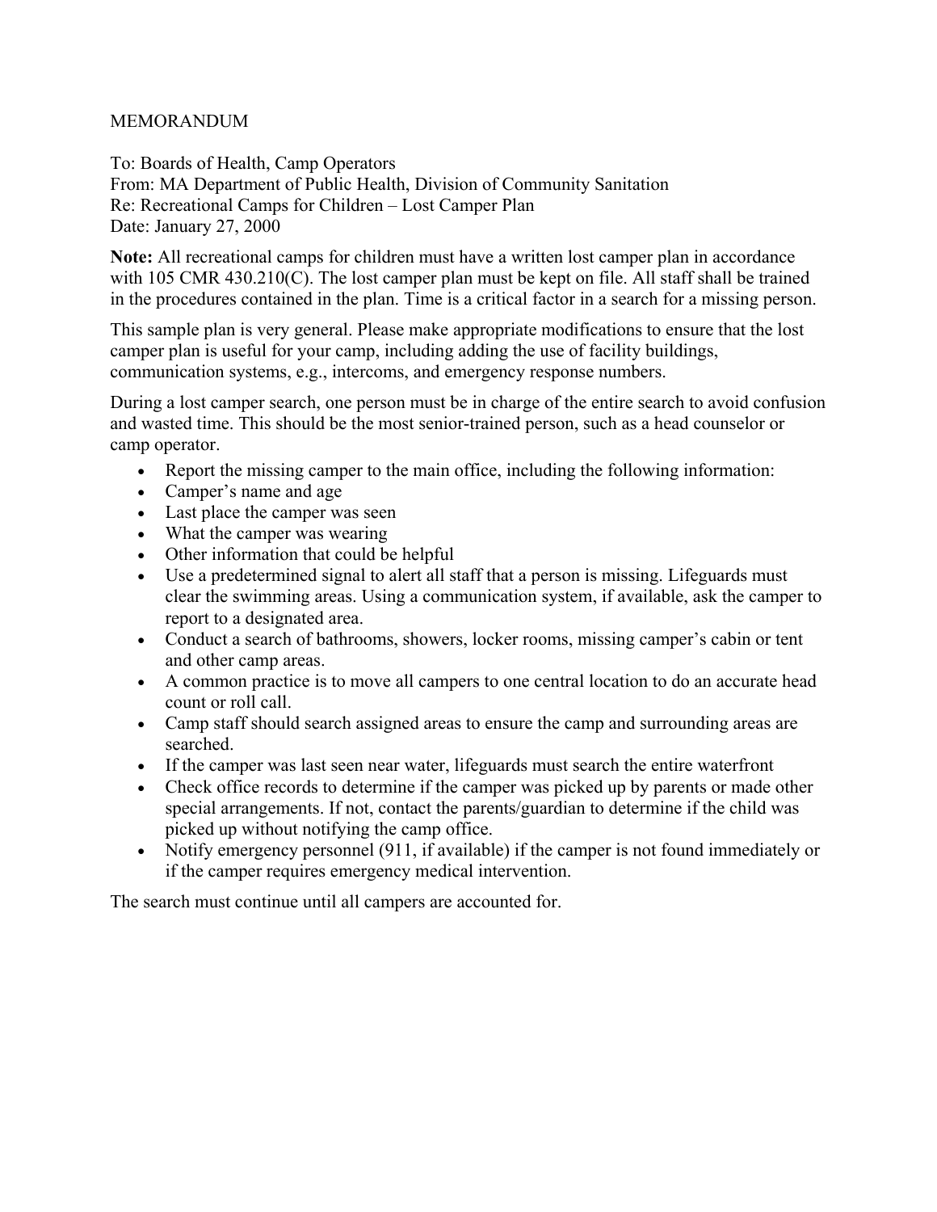MEMORANDUM

To: Boards of Health, Camp Operators
From: MA Department of Public Health, Division of Community Sanitation
Re: Recreational Camps for Children – Lost Camper Plan
Date: January 27, 2000

**Note:** All recreational camps for children must have a written lost camper plan in accordance with 105 CMR 430.210(C). The lost camper plan must be kept on file. All staff shall be trained in the procedures contained in the plan. Time is a critical factor in a search for a missing person.

This sample plan is very general. Please make appropriate modifications to ensure that the lost camper plan is useful for your camp, including adding the use of facility buildings, communication systems, e.g., intercoms, and emergency response numbers.

During a lost camper search, one person must be in charge of the entire search to avoid confusion and wasted time. This should be the most senior-trained person, such as a head counselor or camp operator.

- Report the missing camper to the main office, including the following information:
- Camper's name and age
- Last place the camper was seen
- What the camper was wearing
- Other information that could be helpful
- Use a predetermined signal to alert all staff that a person is missing. Lifeguards must clear the swimming areas. Using a communication system, if available, ask the camper to report to a designated area.
- Conduct a search of bathrooms, showers, locker rooms, missing camper's cabin or tent and other camp areas.
- A common practice is to move all campers to one central location to do an accurate head count or roll call.
- Camp staff should search assigned areas to ensure the camp and surrounding areas are searched.
- If the camper was last seen near water, lifeguards must search the entire waterfront
- Check office records to determine if the camper was picked up by parents or made other special arrangements. If not, contact the parents/guardian to determine if the child was picked up without notifying the camp office.
- Notify emergency personnel (911, if available) if the camper is not found immediately or if the camper requires emergency medical intervention.

The search must continue until all campers are accounted for.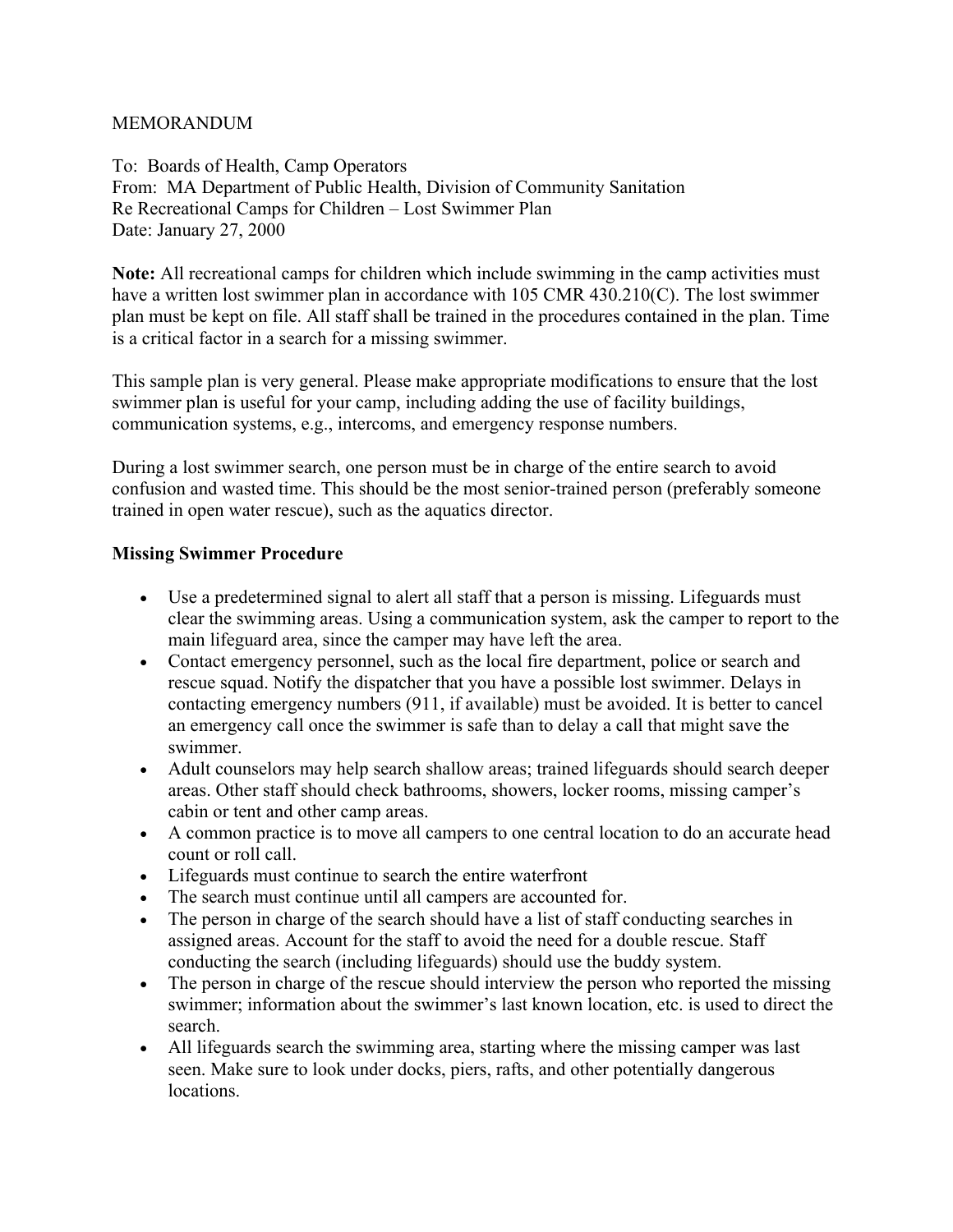MEMORANDUM

To: Boards of Health, Camp Operators
From: MA Department of Public Health, Division of Community Sanitation
Re Recreational Camps for Children – Lost Swimmer Plan
Date: January 27, 2000

**Note:** All recreational camps for children which include swimming in the camp activities must have a written lost swimmer plan in accordance with 105 CMR 430.210(C). The lost swimmer plan must be kept on file. All staff shall be trained in the procedures contained in the plan. Time is a critical factor in a search for a missing swimmer.

This sample plan is very general. Please make appropriate modifications to ensure that the lost swimmer plan is useful for your camp, including adding the use of facility buildings, communication systems, e.g., intercoms, and emergency response numbers.

During a lost swimmer search, one person must be in charge of the entire search to avoid confusion and wasted time. This should be the most senior-trained person (preferably someone trained in open water rescue), such as the aquatics director.

**Missing Swimmer Procedure**

- Use a predetermined signal to alert all staff that a person is missing. Lifeguards must clear the swimming areas. Using a communication system, ask the camper to report to the main lifeguard area, since the camper may have left the area.
- Contact emergency personnel, such as the local fire department, police or search and rescue squad. Notify the dispatcher that you have a possible lost swimmer. Delays in contacting emergency numbers (911, if available) must be avoided. It is better to cancel an emergency call once the swimmer is safe than to delay a call that might save the swimmer.
- Adult counselors may help search shallow areas; trained lifeguards should search deeper areas. Other staff should check bathrooms, showers, locker rooms, missing camper's cabin or tent and other camp areas.
- A common practice is to move all campers to one central location to do an accurate head count or roll call.
- Lifeguards must continue to search the entire waterfront
- The search must continue until all campers are accounted for.
- The person in charge of the search should have a list of staff conducting searches in assigned areas. Account for the staff to avoid the need for a double rescue. Staff conducting the search (including lifeguards) should use the buddy system.
- The person in charge of the rescue should interview the person who reported the missing swimmer; information about the swimmer's last known location, etc. is used to direct the search.
- All lifeguards search the swimming area, starting where the missing camper was last seen. Make sure to look under docks, piers, rafts, and other potentially dangerous locations.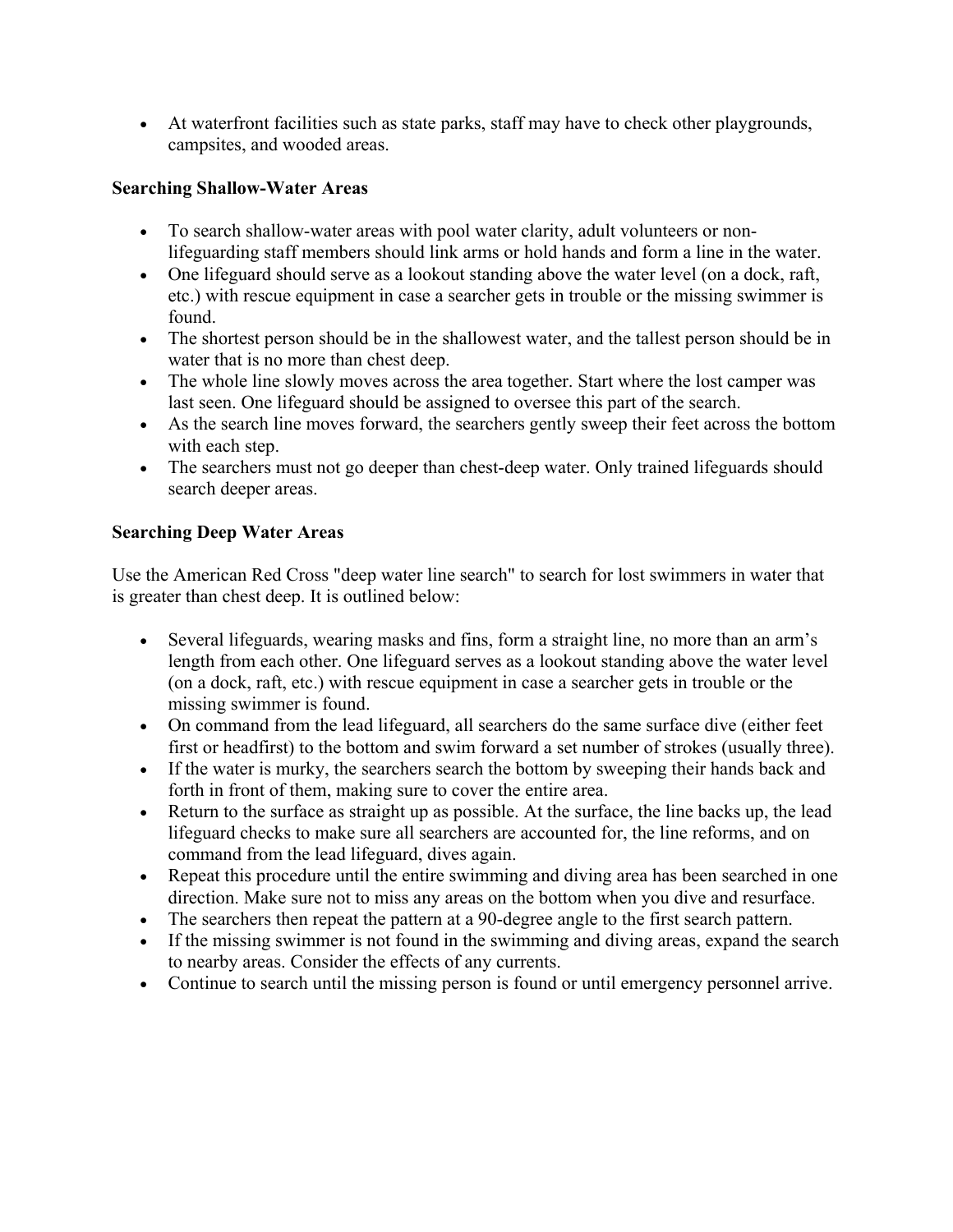- At waterfront facilities such as state parks, staff may have to check other playgrounds, campsites, and wooded areas.

**Searching Shallow-Water Areas**

- To search shallow-water areas with pool water clarity, adult volunteers or non-lifeguarding staff members should link arms or hold hands and form a line in the water.
- One lifeguard should serve as a lookout standing above the water level (on a dock, raft, etc.) with rescue equipment in case a searcher gets in trouble or the missing swimmer is found.
- The shortest person should be in the shallowest water, and the tallest person should be in water that is no more than chest deep.
- The whole line slowly moves across the area together. Start where the lost camper was last seen. One lifeguard should be assigned to oversee this part of the search.
- As the search line moves forward, the searchers gently sweep their feet across the bottom with each step.
- The searchers must not go deeper than chest-deep water. Only trained lifeguards should search deeper areas.

**Searching Deep Water Areas**

Use the American Red Cross "deep water line search" to search for lost swimmers in water that is greater than chest deep. It is outlined below:

- Several lifeguards, wearing masks and fins, form a straight line, no more than an arm's length from each other. One lifeguard serves as a lookout standing above the water level (on a dock, raft, etc.) with rescue equipment in case a searcher gets in trouble or the missing swimmer is found.
- On command from the lead lifeguard, all searchers do the same surface dive (either feet first or headfirst) to the bottom and swim forward a set number of strokes (usually three).
- If the water is murky, the searchers search the bottom by sweeping their hands back and forth in front of them, making sure to cover the entire area.
- Return to the surface as straight up as possible. At the surface, the line backs up, the lead lifeguard checks to make sure all searchers are accounted for, the line reforms, and on command from the lead lifeguard, dives again.
- Repeat this procedure until the entire swimming and diving area has been searched in one direction. Make sure not to miss any areas on the bottom when you dive and resurface.
- The searchers then repeat the pattern at a 90-degree angle to the first search pattern.
- If the missing swimmer is not found in the swimming and diving areas, expand the search to nearby areas. Consider the effects of any currents.
- Continue to search until the missing person is found or until emergency personnel arrive.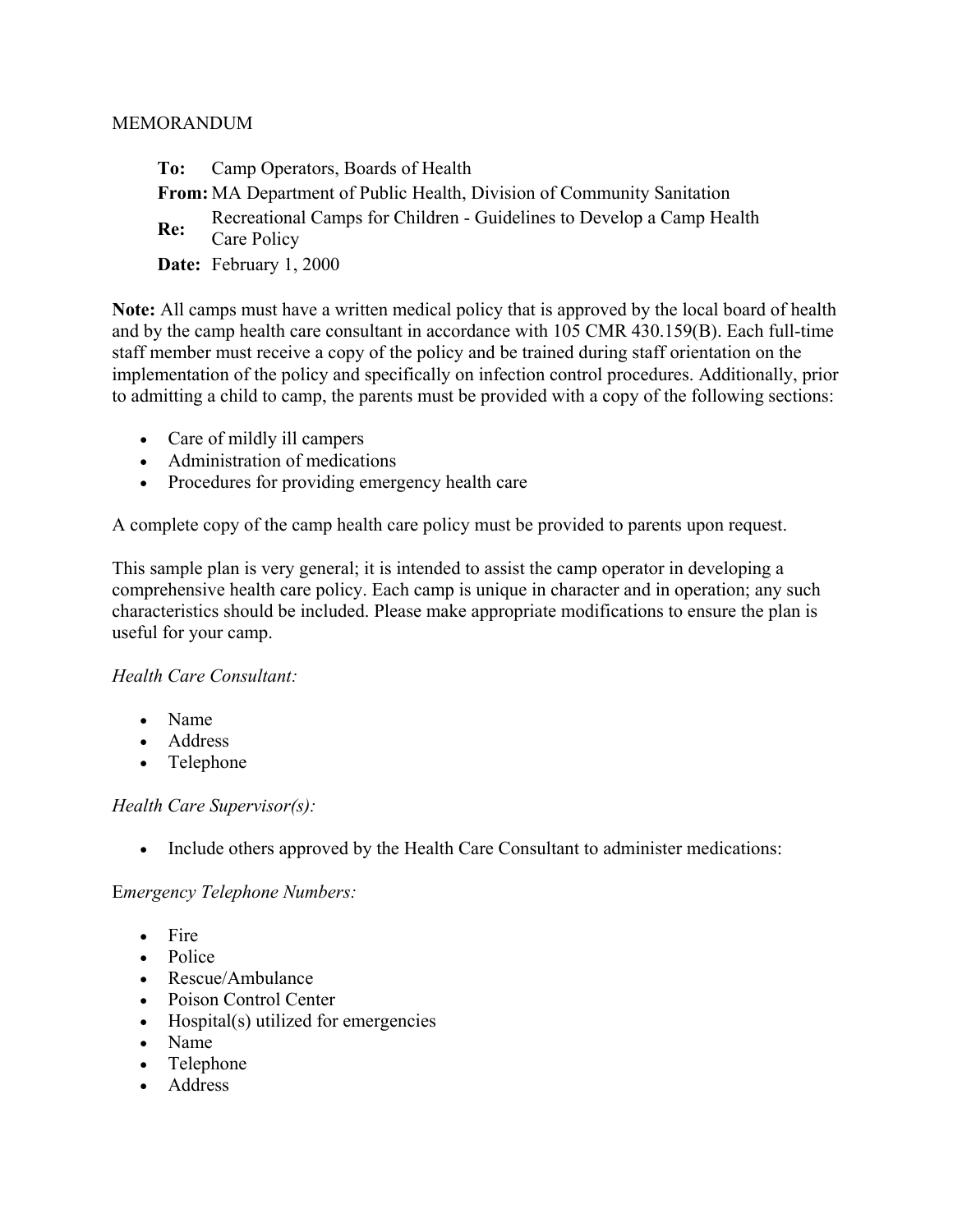MEMORANDUM

**To:** Camp Operators, Boards of Health
**From:** MA Department of Public Health, Division of Community Sanitation
**Re:** Recreational Camps for Children - Guidelines to Develop a Camp Health Care Policy
**Date:** February 1, 2000

**Note:** All camps must have a written medical policy that is approved by the local board of health and by the camp health care consultant in accordance with 105 CMR 430.159(B). Each full-time staff member must receive a copy of the policy and be trained during staff orientation on the implementation of the policy and specifically on infection control procedures. Additionally, prior to admitting a child to camp, the parents must be provided with a copy of the following sections:

- Care of mildly ill campers
- Administration of medications
- Procedures for providing emergency health care

A complete copy of the camp health care policy must be provided to parents upon request.

This sample plan is very general; it is intended to assist the camp operator in developing a comprehensive health care policy. Each camp is unique in character and in operation; any such characteristics should be included. Please make appropriate modifications to ensure the plan is useful for your camp.

*Health Care Consultant:*

- Name
- Address
- Telephone

*Health Care Supervisor(s):*

- Include others approved by the Health Care Consultant to administer medications:

E*mergency Telephone Numbers:*

- Fire
- Police
- Rescue/Ambulance
- Poison Control Center
- Hospital(s) utilized for emergencies
- Name
- Telephone
- Address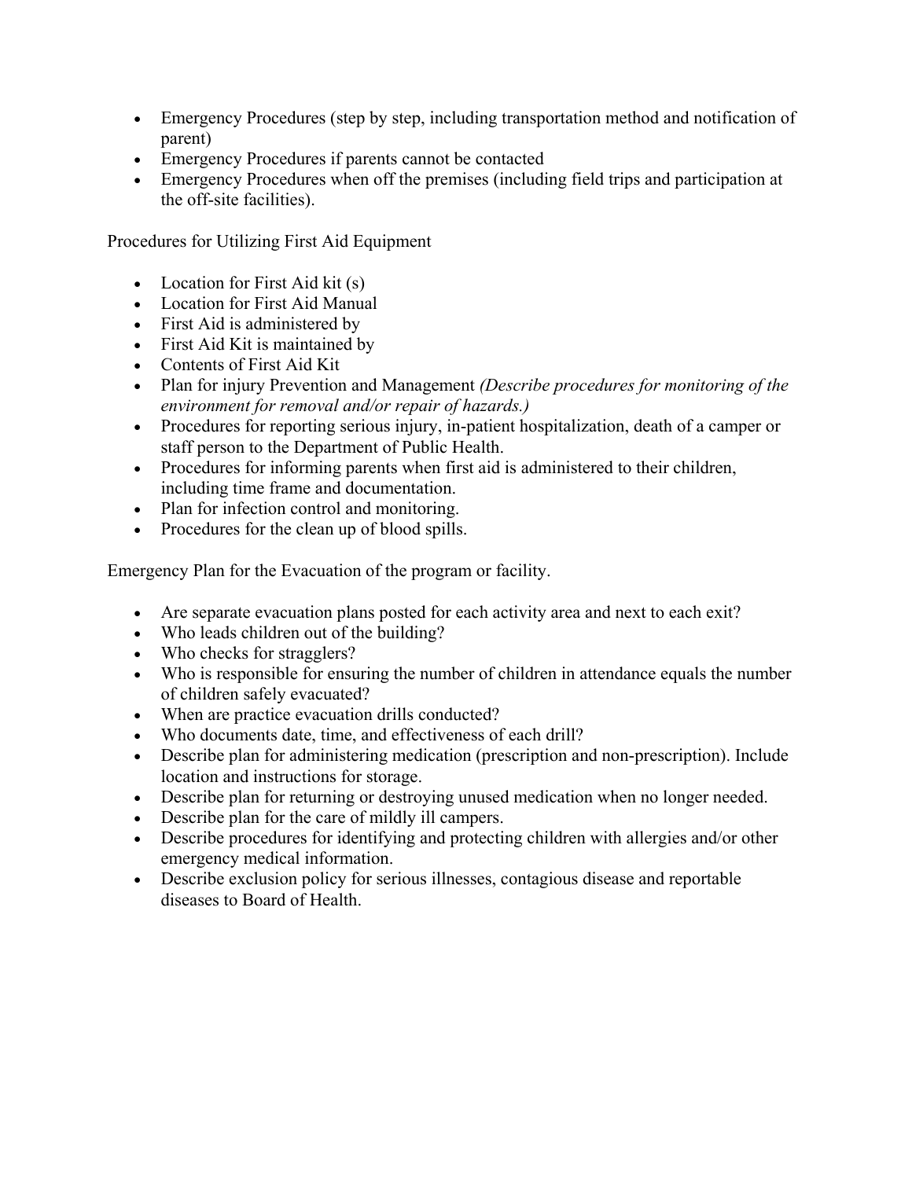- Emergency Procedures (step by step, including transportation method and notification of parent)
- Emergency Procedures if parents cannot be contacted
- Emergency Procedures when off the premises (including field trips and participation at the off-site facilities).

Procedures for Utilizing First Aid Equipment

- Location for First Aid kit (s)
- Location for First Aid Manual
- First Aid is administered by
- First Aid Kit is maintained by
- Contents of First Aid Kit
- Plan for injury Prevention and Management *(Describe procedures for monitoring of the environment for removal and/or repair of hazards.)*
- Procedures for reporting serious injury, in-patient hospitalization, death of a camper or staff person to the Department of Public Health.
- Procedures for informing parents when first aid is administered to their children, including time frame and documentation.
- Plan for infection control and monitoring.
- Procedures for the clean up of blood spills.

Emergency Plan for the Evacuation of the program or facility.

- Are separate evacuation plans posted for each activity area and next to each exit?
- Who leads children out of the building?
- Who checks for stragglers?
- Who is responsible for ensuring the number of children in attendance equals the number of children safely evacuated?
- When are practice evacuation drills conducted?
- Who documents date, time, and effectiveness of each drill?
- Describe plan for administering medication (prescription and non-prescription). Include location and instructions for storage.
- Describe plan for returning or destroying unused medication when no longer needed.
- Describe plan for the care of mildly ill campers.
- Describe procedures for identifying and protecting children with allergies and/or other emergency medical information.
- Describe exclusion policy for serious illnesses, contagious disease and reportable diseases to Board of Health.